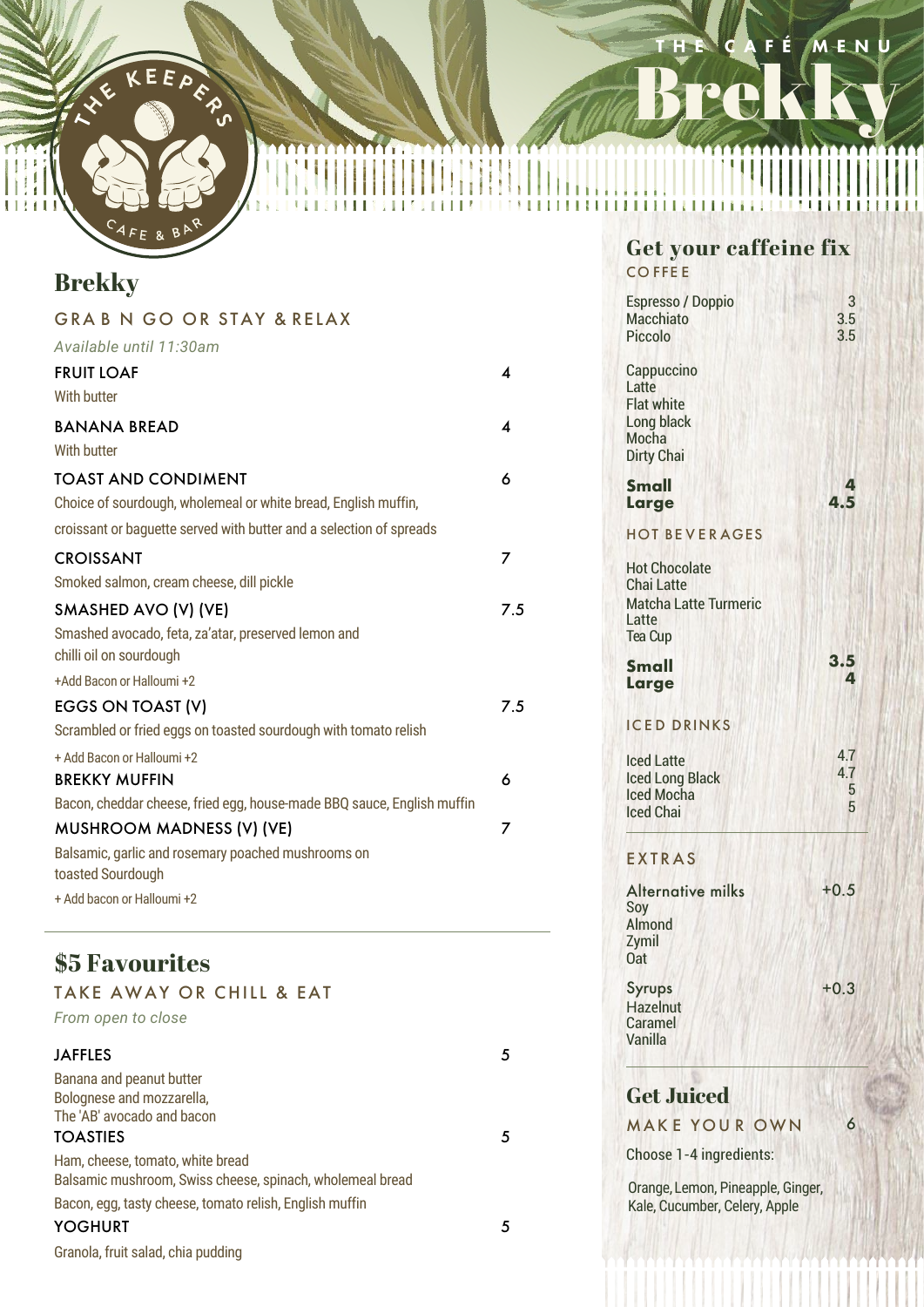# THE KEEPERS CAFE & BAR

THE CAFÉ MENU

# Brekky

## Brekky

GRAB N GO OR STAY & RELAX

*Available until 11:30am*

**FRUIT LOAF** 4
With butter

**BANANA BREAD** 4
With butter

**TOAST AND CONDIMENT** 6
Choice of sourdough, wholemeal or white bread, English muffin, croissant or baguette served with butter and a selection of spreads

**CROISSANT** 7
Smoked salmon, cream cheese, dill pickle

**SMASHED AVO (V) (VE)** 7.5
Smashed avocado, feta, za'atar, preserved lemon and chilli oil on sourdough
+Add Bacon or Halloumi +2

**EGGS ON TOAST (V)** 7.5
Scrambled or fried eggs on toasted sourdough with tomato relish
+ Add Bacon or Halloumi +2

**BREKKY MUFFIN** 6
Bacon, cheddar cheese, fried egg, house-made BBQ sauce, English muffin

**MUSHROOM MADNESS (V) (VE)** 7
Balsamic, garlic and rosemary poached mushrooms on toasted Sourdough
+ Add bacon or Halloumi +2

## $5 Favourites

TAKE AWAY OR CHILL & EAT

*From open to close*

**JAFFLES** 5
Banana and peanut butter
Bolognese and mozzarella,
The 'AB' avocado and bacon

**TOASTIES** 5
Ham, cheese, tomato, white bread
Balsamic mushroom, Swiss cheese, spinach, wholemeal bread
Bacon, egg, tasty cheese, tomato relish, English muffin

**YOGHURT** 5
Granola, fruit salad, chia pudding

## Get your caffeine fix

COFFEE

| Item | Price |
|---|---|
| Espresso / Doppio | 3 |
| Macchiato | 3.5 |
| Piccolo | 3.5 |

Cappuccino
Latte
Flat white
Long black
Mocha
Dirty Chai

| Size | Price |
|---|---|
| **Small** | **4** |
| **Large** | **4.5** |

HOT BEVERAGES

Hot Chocolate
Chai Latte
Matcha Latte Turmeric Latte
Tea Cup

| Size | Price |
|---|---|
| **Small** | **3.5** |
| **Large** | **4** |

ICED DRINKS

| Item | Price |
|---|---|
| Iced Latte | 4.7 |
| Iced Long Black | 4.7 |
| Iced Mocha | 5 |
| Iced Chai | 5 |

EXTRAS

**Alternative milks** +0.5
Soy
Almond
Zymil
Oat

**Syrups** +0.3
Hazelnut
Caramel
Vanilla

## Get Juiced

MAKE YOUR OWN 6

Choose 1-4 ingredients:

Orange, Lemon, Pineapple, Ginger, Kale, Cucumber, Celery, Apple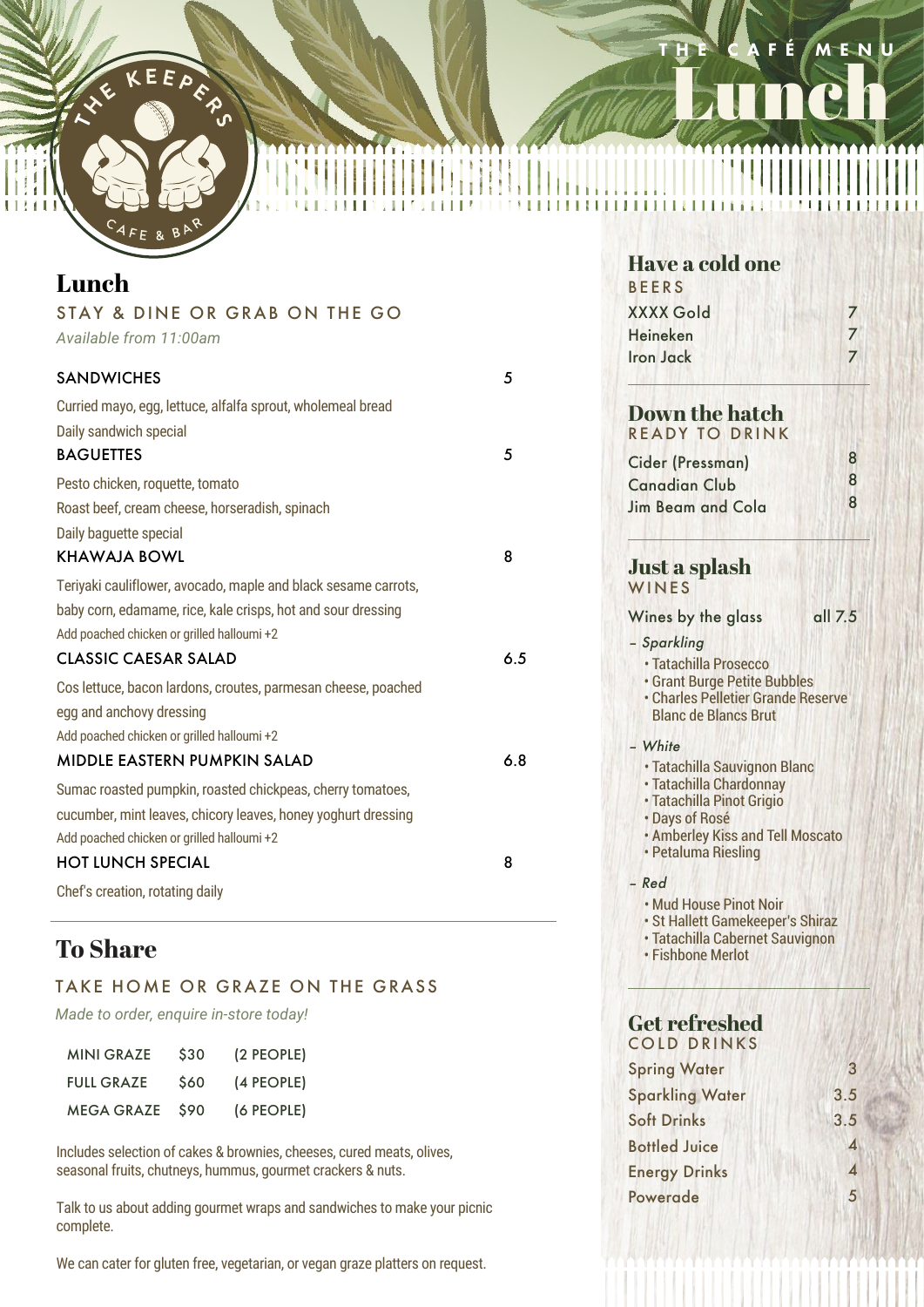THE KEEPERS CAFE & BAR

THE CAFÉ MENU

# Lunch

## Lunch

STAY & DINE OR GRAB ON THE GO

*Available from 11:00am*

| | |
|---|---|
| SANDWICHES | 5 |
| Curried mayo, egg, lettuce, alfalfa sprout, wholemeal bread | |
| Daily sandwich special | |
| BAGUETTES | 5 |
| Pesto chicken, roquette, tomato | |
| Roast beef, cream cheese, horseradish, spinach | |
| Daily baguette special | |
| KHAWAJA BOWL | 8 |
| Teriyaki cauliflower, avocado, maple and black sesame carrots, baby corn, edamame, rice, kale crisps, hot and sour dressing | |
| Add poached chicken or grilled halloumi +2 | |
| CLASSIC CAESAR SALAD | 6.5 |
| Cos lettuce, bacon lardons, croutes, parmesan cheese, poached egg and anchovy dressing | |
| Add poached chicken or grilled halloumi +2 | |
| MIDDLE EASTERN PUMPKIN SALAD | 6.8 |
| Sumac roasted pumpkin, roasted chickpeas, cherry tomatoes, cucumber, mint leaves, chicory leaves, honey yoghurt dressing | |
| Add poached chicken or grilled halloumi +2 | |
| HOT LUNCH SPECIAL | 8 |
| Chef's creation, rotating daily | |

## To Share

TAKE HOME OR GRAZE ON THE GRASS

*Made to order, enquire in-store today!*

| | | |
|---|---|---|
| MINI GRAZE | $30 | (2 PEOPLE) |
| FULL GRAZE | $60 | (4 PEOPLE) |
| MEGA GRAZE | $90 | (6 PEOPLE) |

Includes selection of cakes & brownies, cheeses, cured meats, olives, seasonal fruits, chutneys, hummus, gourmet crackers & nuts.

Talk to us about adding gourmet wraps and sandwiches to make your picnic complete.

We can cater for gluten free, vegetarian, or vegan graze platters on request.

## Have a cold one

BEERS

| | |
|---|---|
| XXXX Gold | 7 |
| Heineken | 7 |
| Iron Jack | 7 |

## Down the hatch

READY TO DRINK

| | |
|---|---|
| Cider (Pressman) | 8 |
| Canadian Club | 8 |
| Jim Beam and Cola | 8 |

## Just a splash

WINES

Wines by the glass — all 7.5

– *Sparkling*
- Tatachilla Prosecco
- Grant Burge Petite Bubbles
- Charles Pelletier Grande Reserve Blanc de Blancs Brut

– *White*
- Tatachilla Sauvignon Blanc
- Tatachilla Chardonnay
- Tatachilla Pinot Grigio
- Days of Rosé
- Amberley Kiss and Tell Moscato
- Petaluma Riesling

– *Red*
- Mud House Pinot Noir
- St Hallett Gamekeeper's Shiraz
- Tatachilla Cabernet Sauvignon
- Fishbone Merlot

## Get refreshed

COLD DRINKS

| | |
|---|---|
| Spring Water | 3 |
| Sparkling Water | 3.5 |
| Soft Drinks | 3.5 |
| Bottled Juice | 4 |
| Energy Drinks | 4 |
| Powerade | 5 |